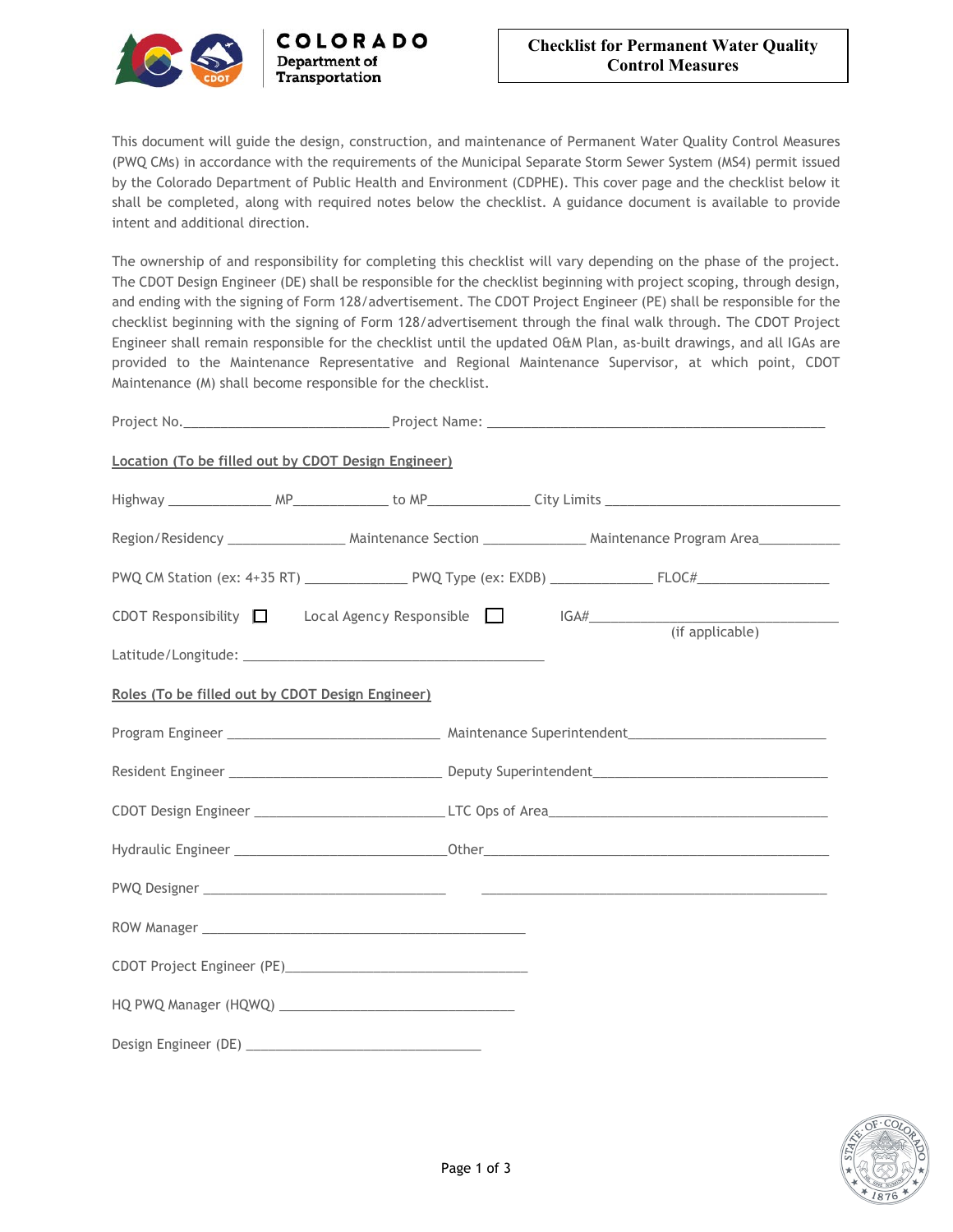COLORADO
Department of Transportation

# Checklist for Permanent Water Quality Control Measures

This document will guide the design, construction, and maintenance of Permanent Water Quality Control Measures (PWQ CMs) in accordance with the requirements of the Municipal Separate Storm Sewer System (MS4) permit issued by the Colorado Department of Public Health and Environment (CDPHE). This cover page and the checklist below it shall be completed, along with required notes below the checklist. A guidance document is available to provide intent and additional direction.

The ownership of and responsibility for completing this checklist will vary depending on the phase of the project. The CDOT Design Engineer (DE) shall be responsible for the checklist beginning with project scoping, through design, and ending with the signing of Form 128/advertisement. The CDOT Project Engineer (PE) shall be responsible for the checklist beginning with the signing of Form 128/advertisement through the final walk through. The CDOT Project Engineer shall remain responsible for the checklist until the updated O&M Plan, as-built drawings, and all IGAs are provided to the Maintenance Representative and Regional Maintenance Supervisor, at which point, CDOT Maintenance (M) shall become responsible for the checklist.

Project No.____________________________ Project Name: ______________________________________________

**Location (To be filled out by CDOT Design Engineer)**

Highway ______________ MP_____________ to MP______________ City Limits ________________________________

Region/Residency ________________ Maintenance Section ______________ Maintenance Program Area___________

PWQ CM Station (ex: 4+35 RT) ______________ PWQ Type (ex: EXDB) ______________ FLOC#__________________

CDOT Responsibility ☐ Local Agency Responsible ☐ IGA#_________________________________ (if applicable)

Latitude/Longitude: _________________________________________

**Roles (To be filled out by CDOT Design Engineer)**

Program Engineer _____________________________ Maintenance Superintendent___________________________

Resident Engineer _____________________________ Deputy Superintendent_______________________________

CDOT Design Engineer __________________________ LTC Ops of Area_____________________________________

Hydraulic Engineer _____________________________ Other_______________________________________________

PWQ Designer _________________________________ _______________________________________________

ROW Manager _____________________________________________

CDOT Project Engineer (PE)__________________________________

HQ PWQ Manager (HQWQ) ________________________________

Design Engineer (DE) ________________________________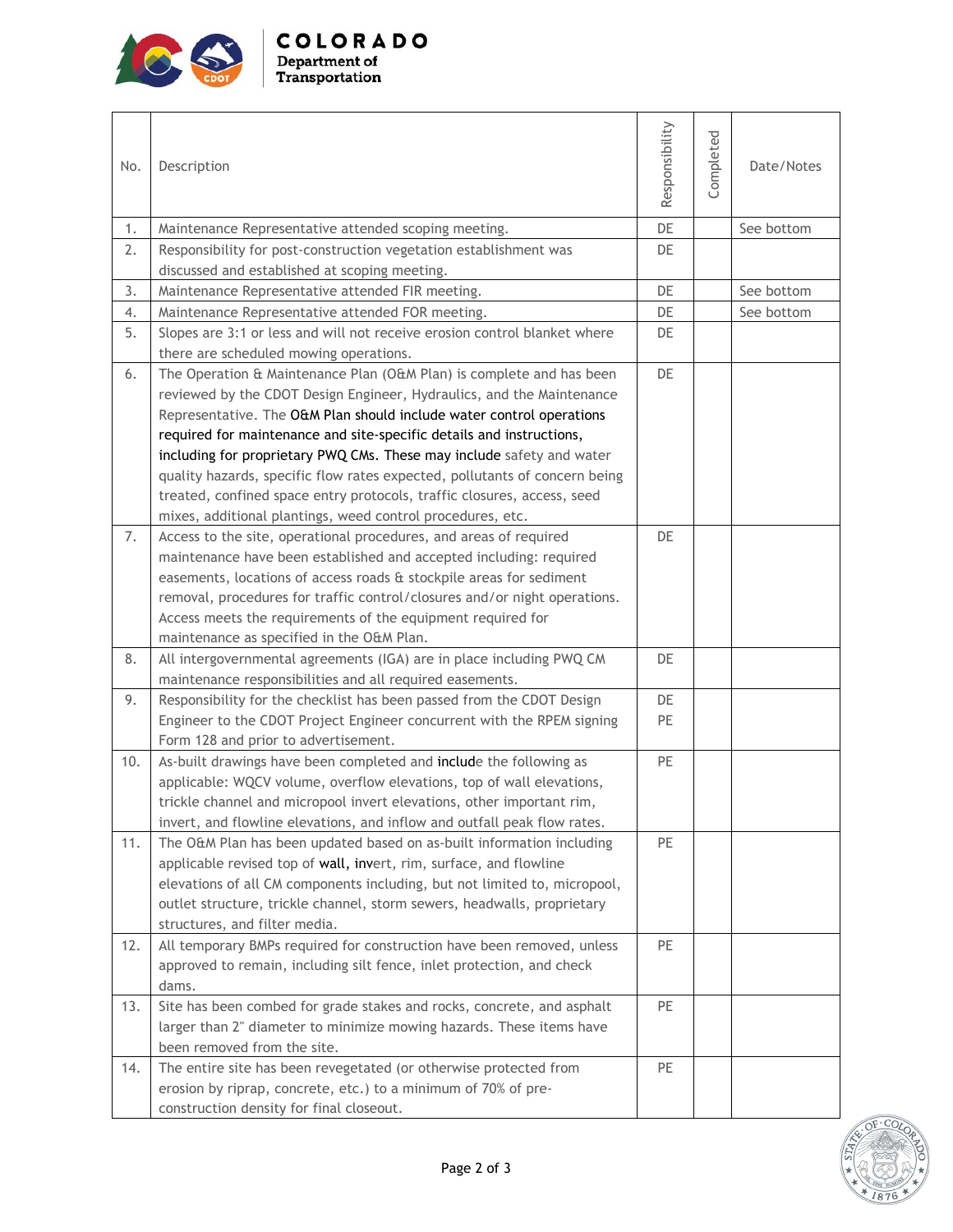| No. | Description | Responsibility | Completed | Date/Notes |
|---|---|---|---|---|
| 1. | Maintenance Representative attended scoping meeting. | DE | | See bottom |
| 2. | Responsibility for post-construction vegetation establishment was discussed and established at scoping meeting. | DE | | |
| 3. | Maintenance Representative attended FIR meeting. | DE | | See bottom |
| 4. | Maintenance Representative attended FOR meeting. | DE | | See bottom |
| 5. | Slopes are 3:1 or less and will not receive erosion control blanket where there are scheduled mowing operations. | DE | | |
| 6. | The Operation & Maintenance Plan (O&M Plan) is complete and has been reviewed by the CDOT Design Engineer, Hydraulics, and the Maintenance Representative. The O&M Plan should include water control operations required for maintenance and site-specific details and instructions, including for proprietary PWQ CMs. These may include safety and water quality hazards, specific flow rates expected, pollutants of concern being treated, confined space entry protocols, traffic closures, access, seed mixes, additional plantings, weed control procedures, etc. | DE | | |
| 7. | Access to the site, operational procedures, and areas of required maintenance have been established and accepted including: required easements, locations of access roads & stockpile areas for sediment removal, procedures for traffic control/closures and/or night operations. Access meets the requirements of the equipment required for maintenance as specified in the O&M Plan. | DE | | |
| 8. | All intergovernmental agreements (IGA) are in place including PWQ CM maintenance responsibilities and all required easements. | DE | | |
| 9. | Responsibility for the checklist has been passed from the CDOT Design Engineer to the CDOT Project Engineer concurrent with the RPEM signing Form 128 and prior to advertisement. | DE PE | | |
| 10. | As-built drawings have been completed and include the following as applicable: WQCV volume, overflow elevations, top of wall elevations, trickle channel and micropool invert elevations, other important rim, invert, and flowline elevations, and inflow and outfall peak flow rates. | PE | | |
| 11. | The O&M Plan has been updated based on as-built information including applicable revised top of wall, invert, rim, surface, and flowline elevations of all CM components including, but not limited to, micropool, outlet structure, trickle channel, storm sewers, headwalls, proprietary structures, and filter media. | PE | | |
| 12. | All temporary BMPs required for construction have been removed, unless approved to remain, including silt fence, inlet protection, and check dams. | PE | | |
| 13. | Site has been combed for grade stakes and rocks, concrete, and asphalt larger than 2" diameter to minimize mowing hazards. These items have been removed from the site. | PE | | |
| 14. | The entire site has been revegetated (or otherwise protected from erosion by riprap, concrete, etc.) to a minimum of 70% of pre-construction density for final closeout. | PE | | |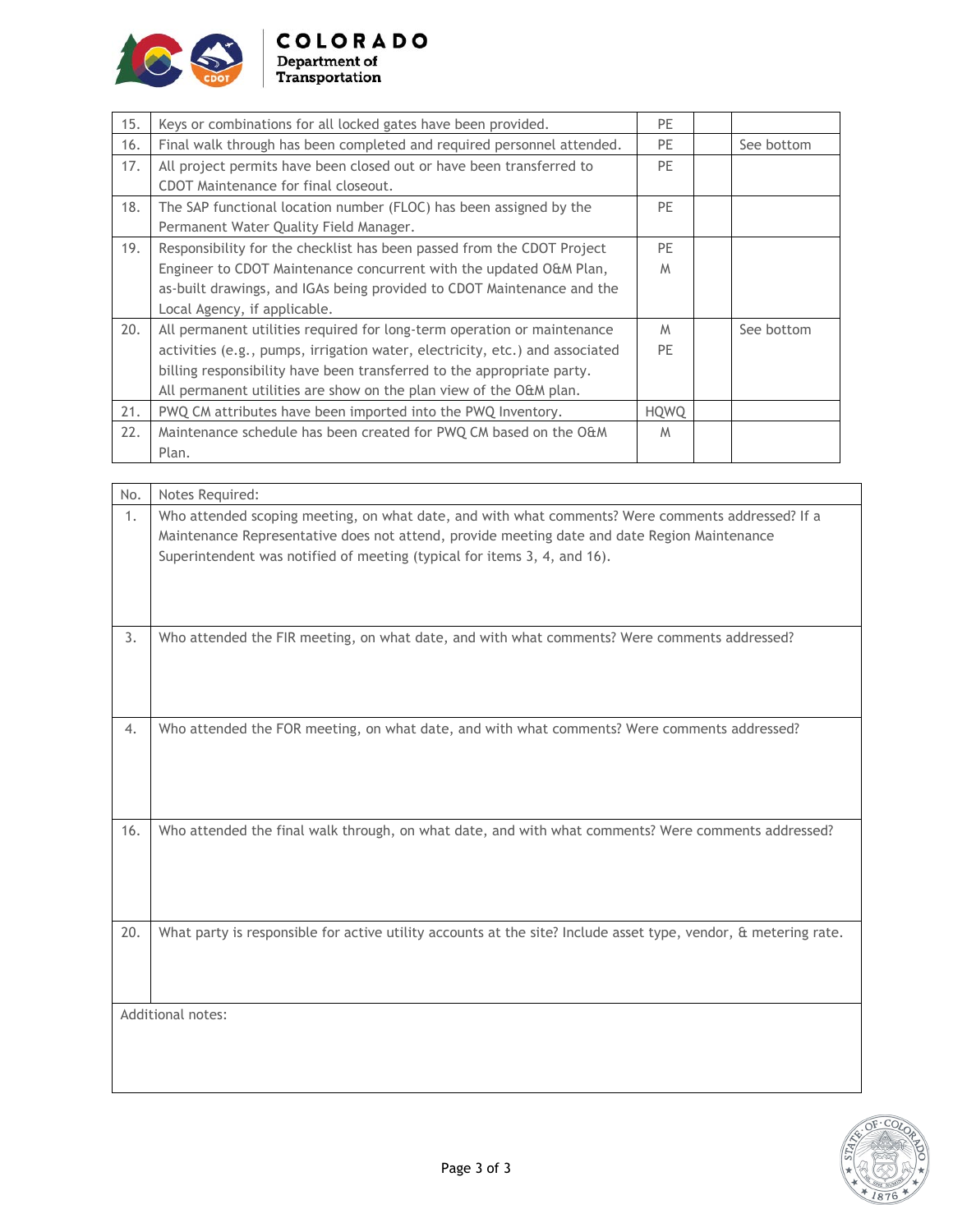| | | | | |
|---|---|---|---|---|
| 15. | Keys or combinations for all locked gates have been provided. | PE | | |
| 16. | Final walk through has been completed and required personnel attended. | PE | | See bottom |
| 17. | All project permits have been closed out or have been transferred to CDOT Maintenance for final closeout. | PE | | |
| 18. | The SAP functional location number (FLOC) has been assigned by the Permanent Water Quality Field Manager. | PE | | |
| 19. | Responsibility for the checklist has been passed from the CDOT Project Engineer to CDOT Maintenance concurrent with the updated O&M Plan, as-built drawings, and IGAs being provided to CDOT Maintenance and the Local Agency, if applicable. | PE M | | |
| 20. | All permanent utilities required for long-term operation or maintenance activities (e.g., pumps, irrigation water, electricity, etc.) and associated billing responsibility have been transferred to the appropriate party. All permanent utilities are show on the plan view of the O&M plan. | M PE | | See bottom |
| 21. | PWQ CM attributes have been imported into the PWQ Inventory. | HQWQ | | |
| 22. | Maintenance schedule has been created for PWQ CM based on the O&M Plan. | M | | |

| No. | Notes Required: |
|---|---|
| 1. | Who attended scoping meeting, on what date, and with what comments? Were comments addressed? If a Maintenance Representative does not attend, provide meeting date and date Region Maintenance Superintendent was notified of meeting (typical for items 3, 4, and 16). |
| 3. | Who attended the FIR meeting, on what date, and with what comments? Were comments addressed? |
| 4. | Who attended the FOR meeting, on what date, and with what comments? Were comments addressed? |
| 16. | Who attended the final walk through, on what date, and with what comments? Were comments addressed? |
| 20. | What party is responsible for active utility accounts at the site? Include asset type, vendor, & metering rate. |
| Additional notes: | |